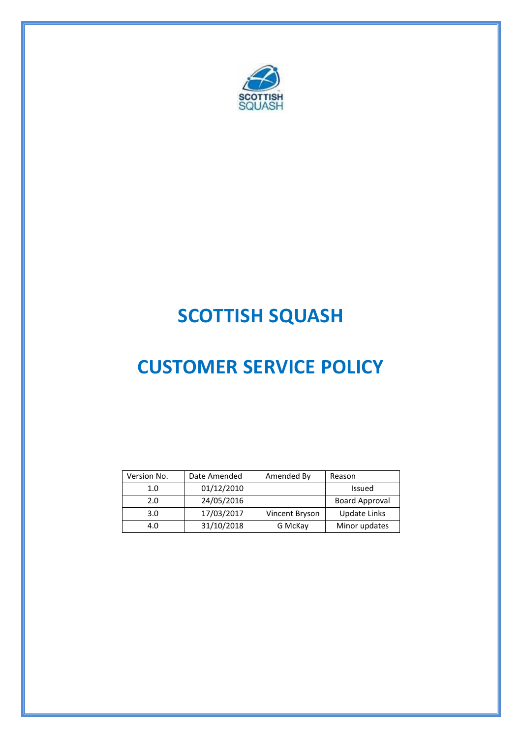# SCOTTISH SQUASH

# CUSTOMER SERVICE POLICY

| Version No. | Date Amended | Amended By | Reason |
|---|---|---|---|
| 1.0 | 01/12/2010 | | Issued |
| 2.0 | 24/05/2016 | | Board Approval |
| 3.0 | 17/03/2017 | Vincent Bryson | Update Links |
| 4.0 | 31/10/2018 | G McKay | Minor updates |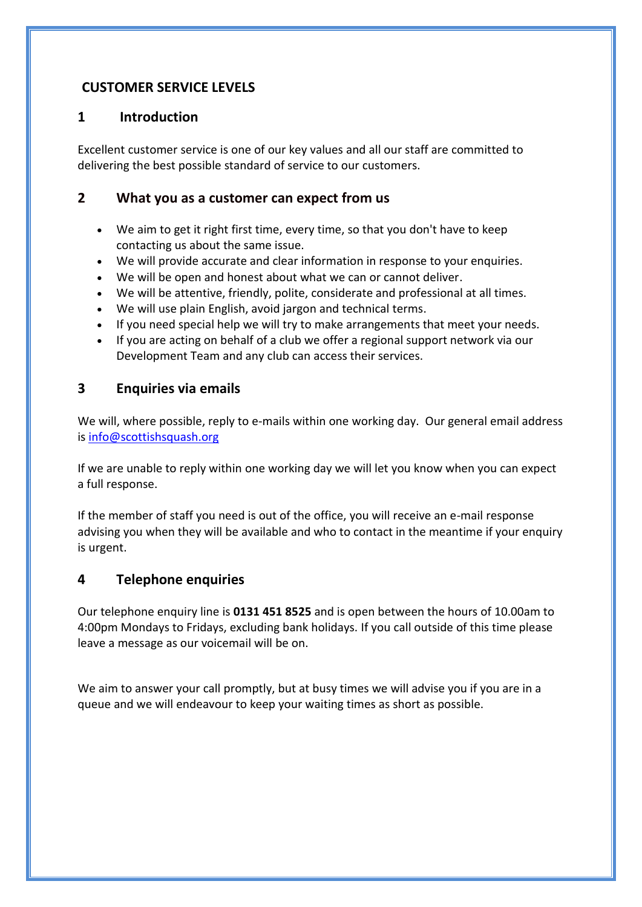# CUSTOMER SERVICE LEVELS

## 1 Introduction

Excellent customer service is one of our key values and all our staff are committed to delivering the best possible standard of service to our customers.

## 2 What you as a customer can expect from us

- We aim to get it right first time, every time, so that you don't have to keep contacting us about the same issue.
- We will provide accurate and clear information in response to your enquiries.
- We will be open and honest about what we can or cannot deliver.
- We will be attentive, friendly, polite, considerate and professional at all times.
- We will use plain English, avoid jargon and technical terms.
- If you need special help we will try to make arrangements that meet your needs.
- If you are acting on behalf of a club we offer a regional support network via our Development Team and any club can access their services.

## 3 Enquiries via emails

We will, where possible, reply to e-mails within one working day. Our general email address is info@scottishsquash.org

If we are unable to reply within one working day we will let you know when you can expect a full response.

If the member of staff you need is out of the office, you will receive an e-mail response advising you when they will be available and who to contact in the meantime if your enquiry is urgent.

## 4 Telephone enquiries

Our telephone enquiry line is **0131 451 8525** and is open between the hours of 10.00am to 4:00pm Mondays to Fridays, excluding bank holidays. If you call outside of this time please leave a message as our voicemail will be on.

We aim to answer your call promptly, but at busy times we will advise you if you are in a queue and we will endeavour to keep your waiting times as short as possible.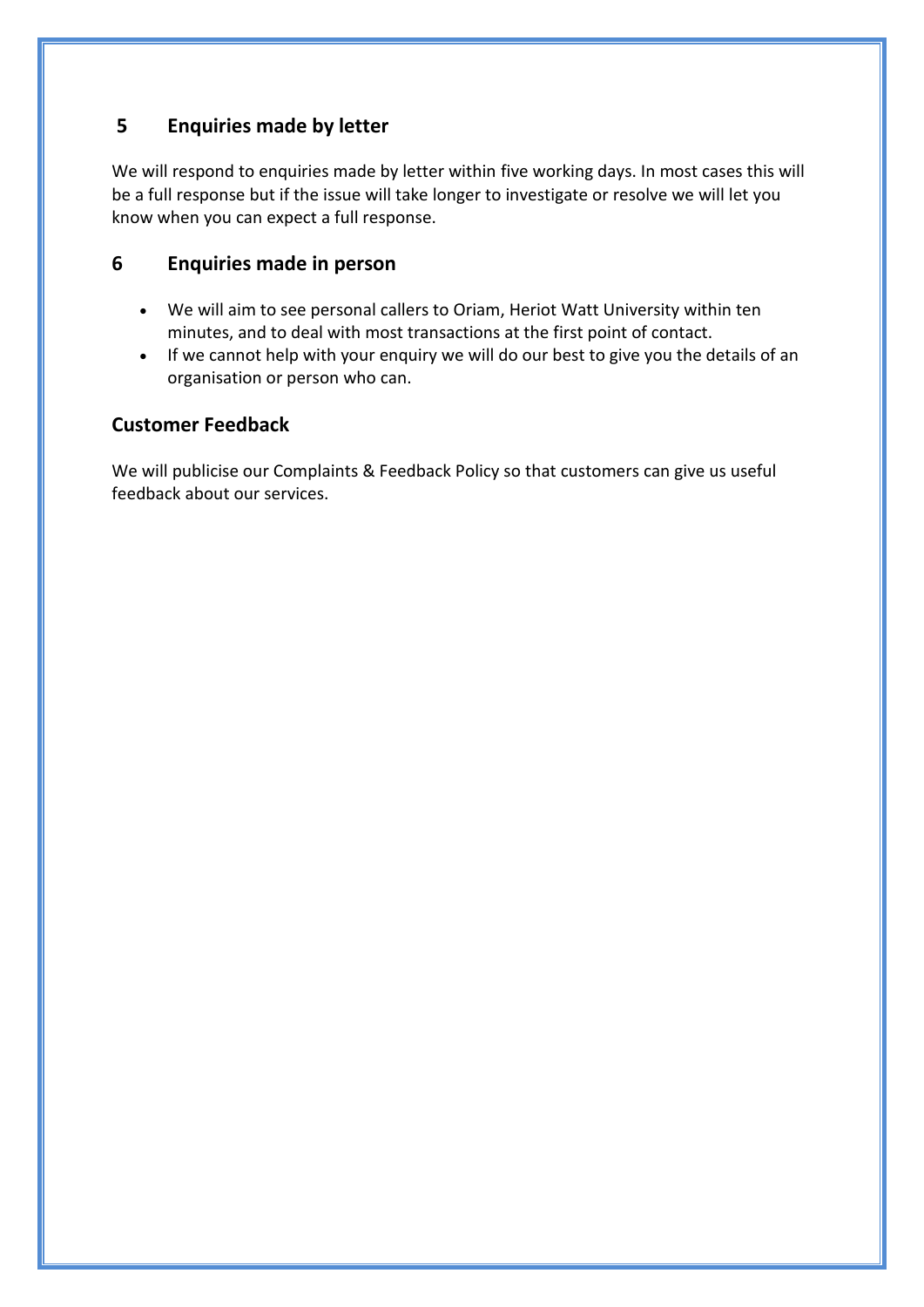## 5 Enquiries made by letter

We will respond to enquiries made by letter within five working days. In most cases this will be a full response but if the issue will take longer to investigate or resolve we will let you know when you can expect a full response.

## 6 Enquiries made in person

- We will aim to see personal callers to Oriam, Heriot Watt University within ten minutes, and to deal with most transactions at the first point of contact.
- If we cannot help with your enquiry we will do our best to give you the details of an organisation or person who can.

## Customer Feedback

We will publicise our Complaints & Feedback Policy so that customers can give us useful feedback about our services.